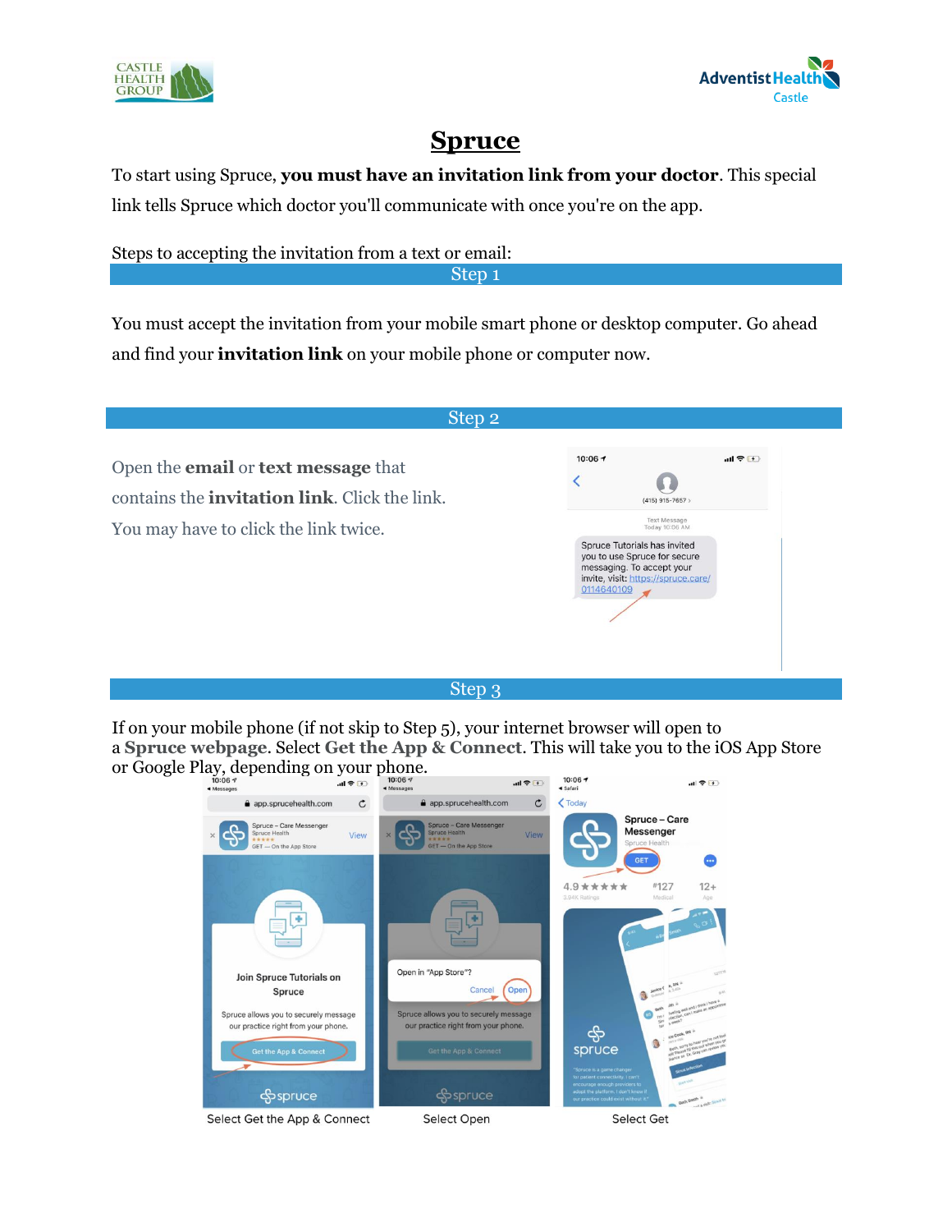CASTLE HEALTH GROUP

Adventist Health Castle

# Spruce

To start using Spruce, **you must have an invitation link from your doctor**. This special link tells Spruce which doctor you'll communicate with once you're on the app.

Steps to accepting the invitation from a text or email:

## Step 1

You must accept the invitation from your mobile smart phone or desktop computer. Go ahead and find your **invitation link** on your mobile phone or computer now.

## Step 2

Open the **email** or **text message** that contains the **invitation link**. Click the link. You may have to click the link twice.

## Step 3

If on your mobile phone (if not skip to Step 5), your internet browser will open to a **Spruce webpage**. Select **Get the App & Connect**. This will take you to the iOS App Store or Google Play, depending on your phone.

Select Get the App & Connect

Select Open

Select Get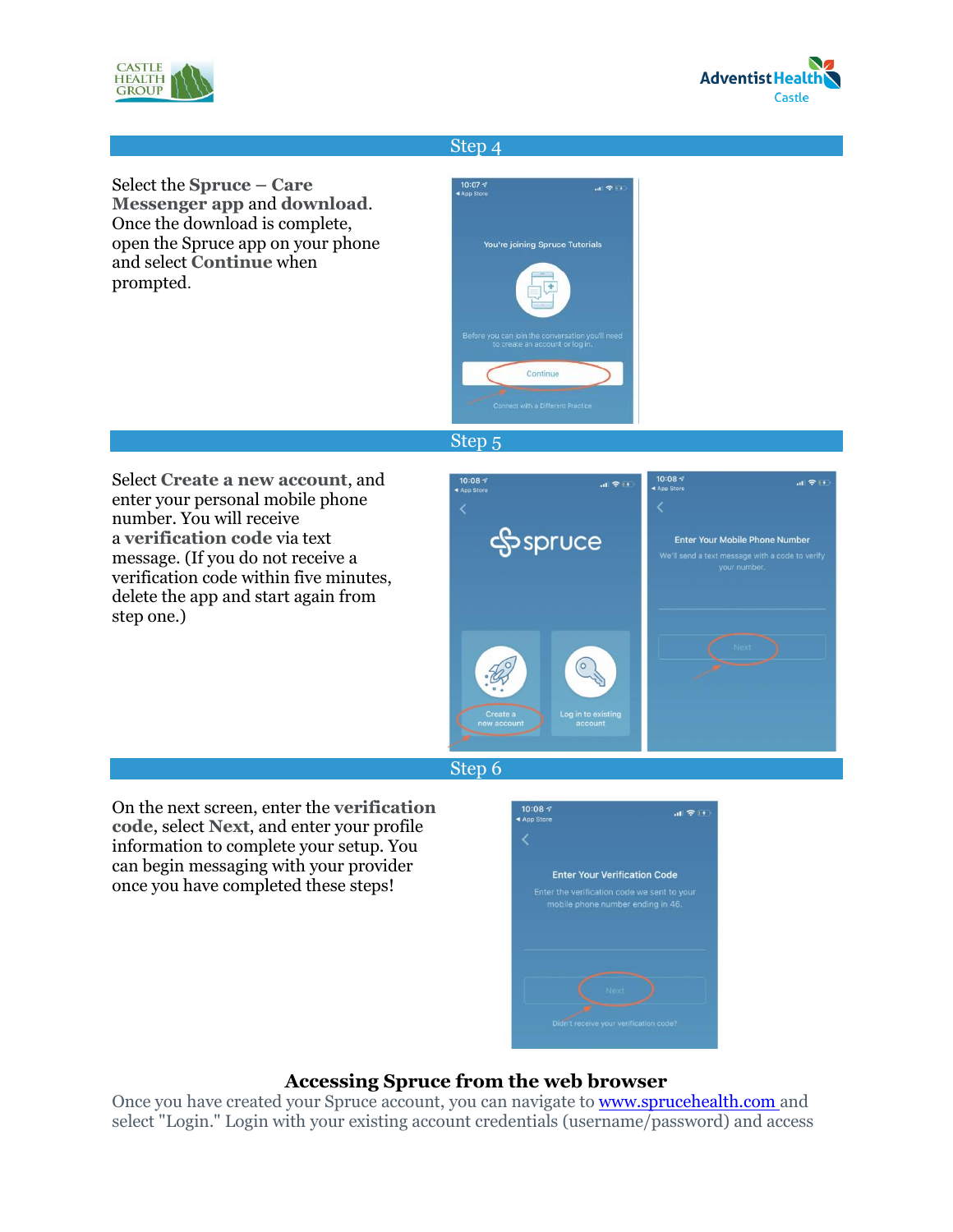## Step 4

Select the **Spruce – Care Messenger app** and **download**. Once the download is complete, open the Spruce app on your phone and select **Continue** when prompted.

## Step 5

Select **Create a new account**, and enter your personal mobile phone number. You will receive a **verification code** via text message. (If you do not receive a verification code within five minutes, delete the app and start again from step one.)

## Step 6

On the next screen, enter the **verification code**, select **Next**, and enter your profile information to complete your setup. You can begin messaging with your provider once you have completed these steps!

## Accessing Spruce from the web browser

Once you have created your Spruce account, you can navigate to [www.sprucehealth.com](http://www.sprucehealth.com) and select "Login." Login with your existing account credentials (username/password) and access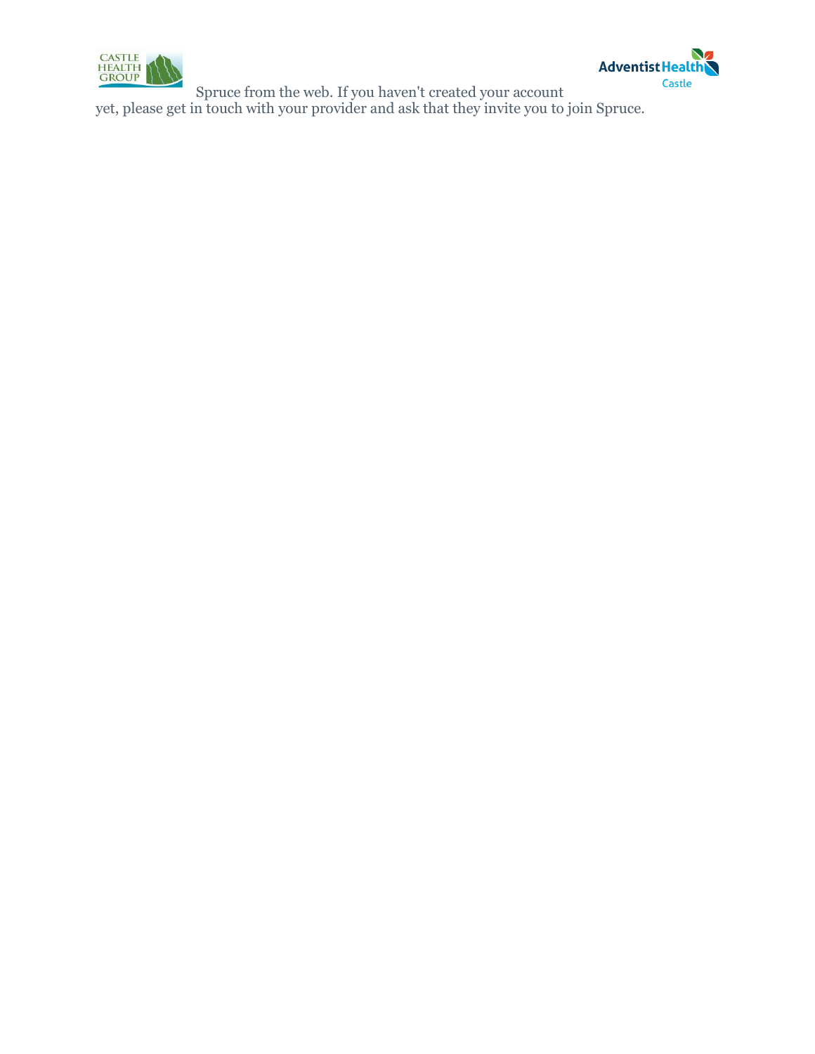Spruce from the web. If you haven't created your account yet, please get in touch with your provider and ask that they invite you to join Spruce.